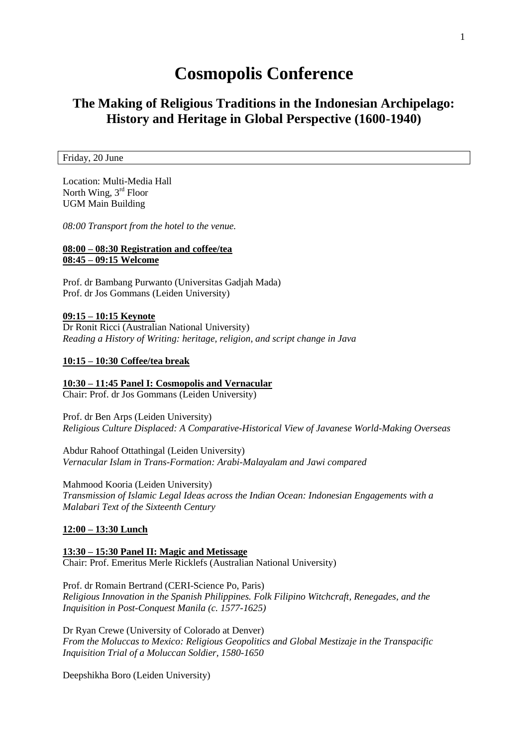# Cosmopolis Conference

## The Making of Religious Traditions in the Indonesian Archipelago: History and Heritage in Global Perspective (1600-1940)

Friday, 20 June

Location: Multi-Media Hall
North Wing, 3rd Floor
UGM Main Building

*08:00 Transport from the hotel to the venue.*

**08:00 – 08:30 Registration and coffee/tea**
**08:45 – 09:15 Welcome**

Prof. dr Bambang Purwanto (Universitas Gadjah Mada)
Prof. dr Jos Gommans (Leiden University)

**09:15 – 10:15 Keynote**
Dr Ronit Ricci (Australian National University)
*Reading a History of Writing: heritage, religion, and script change in Java*

**10:15 – 10:30 Coffee/tea break**

**10:30 – 11:45 Panel I: Cosmopolis and Vernacular**
Chair: Prof. dr Jos Gommans (Leiden University)

Prof. dr Ben Arps (Leiden University)
*Religious Culture Displaced: A Comparative-Historical View of Javanese World-Making Overseas*

Abdur Rahoof Ottathingal (Leiden University)
*Vernacular Islam in Trans-Formation: Arabi-Malayalam and Jawi compared*

Mahmood Kooria (Leiden University)
*Transmission of Islamic Legal Ideas across the Indian Ocean: Indonesian Engagements with a Malabari Text of the Sixteenth Century*

**12:00 – 13:30 Lunch**

**13:30 – 15:30 Panel II: Magic and Metissage**
Chair: Prof. Emeritus Merle Ricklefs (Australian National University)

Prof. dr Romain Bertrand (CERI-Science Po, Paris)
*Religious Innovation in the Spanish Philippines. Folk Filipino Witchcraft, Renegades, and the Inquisition in Post-Conquest Manila (c. 1577-1625)*

Dr Ryan Crewe (University of Colorado at Denver)
*From the Moluccas to Mexico: Religious Geopolitics and Global Mestizaje in the Transpacific Inquisition Trial of a Moluccan Soldier, 1580-1650*

Deepshikha Boro (Leiden University)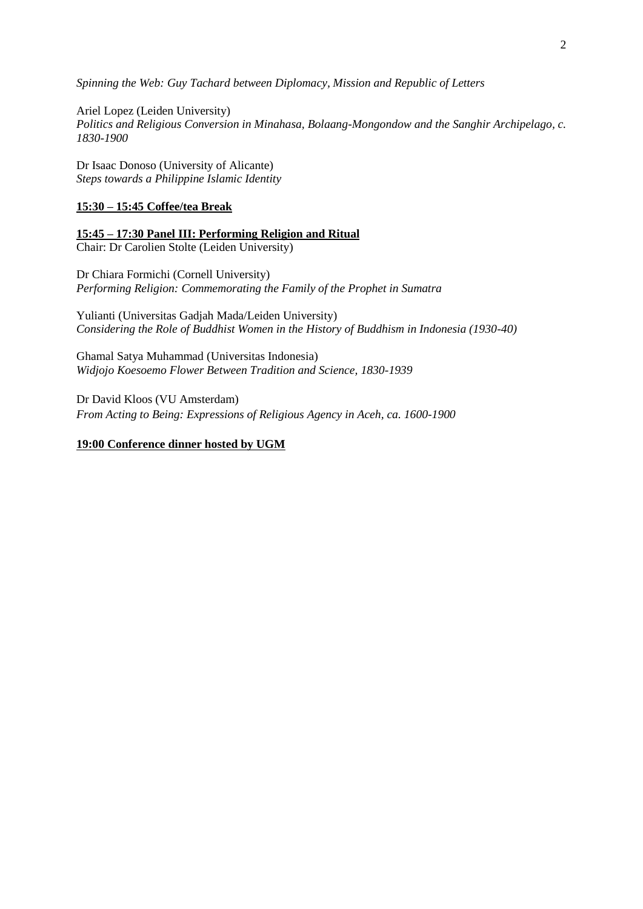*Spinning the Web: Guy Tachard between Diplomacy, Mission and Republic of Letters*

Ariel Lopez (Leiden University)
*Politics and Religious Conversion in Minahasa, Bolaang-Mongondow and the Sanghir Archipelago, c. 1830-1900*

Dr Isaac Donoso (University of Alicante)
*Steps towards a Philippine Islamic Identity*

**15:30 – 15:45 Coffee/tea Break**

**15:45 – 17:30 Panel III: Performing Religion and Ritual**
Chair: Dr Carolien Stolte (Leiden University)

Dr Chiara Formichi (Cornell University)
*Performing Religion: Commemorating the Family of the Prophet in Sumatra*

Yulianti (Universitas Gadjah Mada/Leiden University)
*Considering the Role of Buddhist Women in the History of Buddhism in Indonesia (1930-40)*

Ghamal Satya Muhammad (Universitas Indonesia)
*Widjojo Koesoemo Flower Between Tradition and Science, 1830-1939*

Dr David Kloos (VU Amsterdam)
*From Acting to Being: Expressions of Religious Agency in Aceh, ca. 1600-1900*

**19:00 Conference dinner hosted by UGM**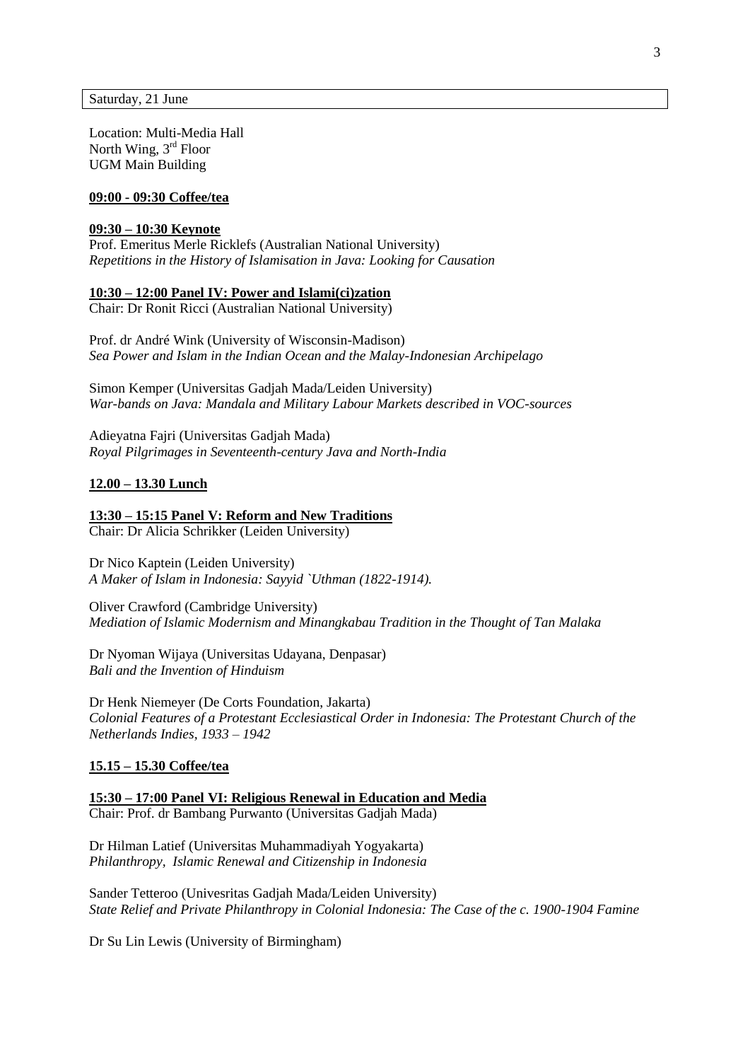Saturday, 21 June

Location: Multi-Media Hall
North Wing, 3rd Floor
UGM Main Building

**09:00 - 09:30 Coffee/tea**

**09:30 – 10:30 Keynote**
Prof. Emeritus Merle Ricklefs (Australian National University)
*Repetitions in the History of Islamisation in Java: Looking for Causation*

**10:30 – 12:00 Panel IV: Power and Islami(ci)zation**
Chair: Dr Ronit Ricci (Australian National University)

Prof. dr André Wink (University of Wisconsin-Madison)
*Sea Power and Islam in the Indian Ocean and the Malay-Indonesian Archipelago*

Simon Kemper (Universitas Gadjah Mada/Leiden University)
*War-bands on Java: Mandala and Military Labour Markets described in VOC-sources*

Adieyatna Fajri (Universitas Gadjah Mada)
*Royal Pilgrimages in Seventeenth-century Java and North-India*

**12.00 – 13.30 Lunch**

**13:30 – 15:15 Panel V: Reform and New Traditions**
Chair: Dr Alicia Schrikker (Leiden University)

Dr Nico Kaptein (Leiden University)
*A Maker of Islam in Indonesia: Sayyid `Uthman (1822-1914).*

Oliver Crawford (Cambridge University)
*Mediation of Islamic Modernism and Minangkabau Tradition in the Thought of Tan Malaka*

Dr Nyoman Wijaya (Universitas Udayana, Denpasar)
*Bali and the Invention of Hinduism*

Dr Henk Niemeyer (De Corts Foundation, Jakarta)
*Colonial Features of a Protestant Ecclesiastical Order in Indonesia: The Protestant Church of the Netherlands Indies, 1933 – 1942*

**15.15 – 15.30 Coffee/tea**

**15:30 – 17:00 Panel VI: Religious Renewal in Education and Media**
Chair: Prof. dr Bambang Purwanto (Universitas Gadjah Mada)

Dr Hilman Latief (Universitas Muhammadiyah Yogyakarta)
*Philanthropy, Islamic Renewal and Citizenship in Indonesia*

Sander Tetteroo (Univesritas Gadjah Mada/Leiden University)
*State Relief and Private Philanthropy in Colonial Indonesia: The Case of the c. 1900-1904 Famine*

Dr Su Lin Lewis (University of Birmingham)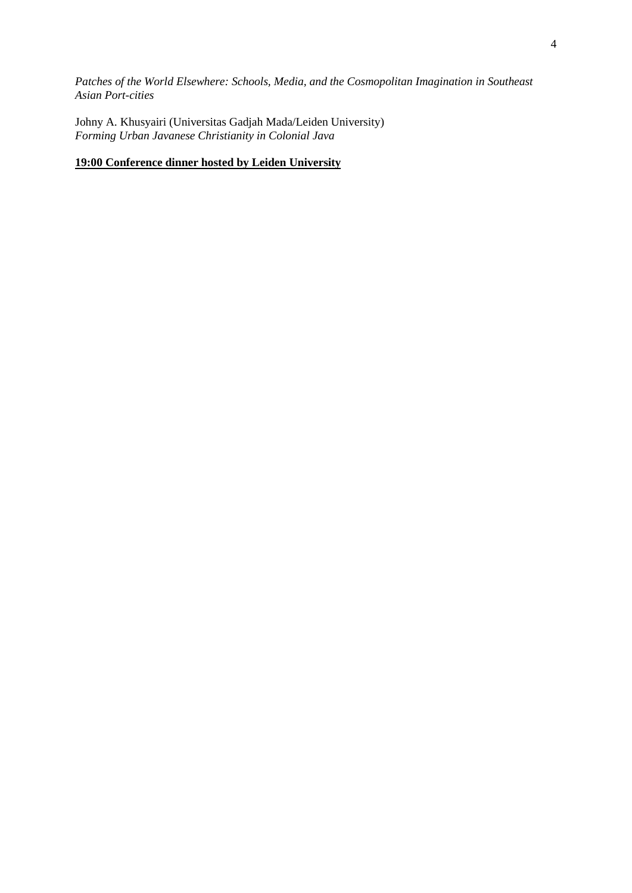*Patches of the World Elsewhere: Schools, Media, and the Cosmopolitan Imagination in Southeast Asian Port-cities*

Johny A. Khusyairi (Universitas Gadjah Mada/Leiden University)
*Forming Urban Javanese Christianity in Colonial Java*

**19:00 Conference dinner hosted by Leiden University**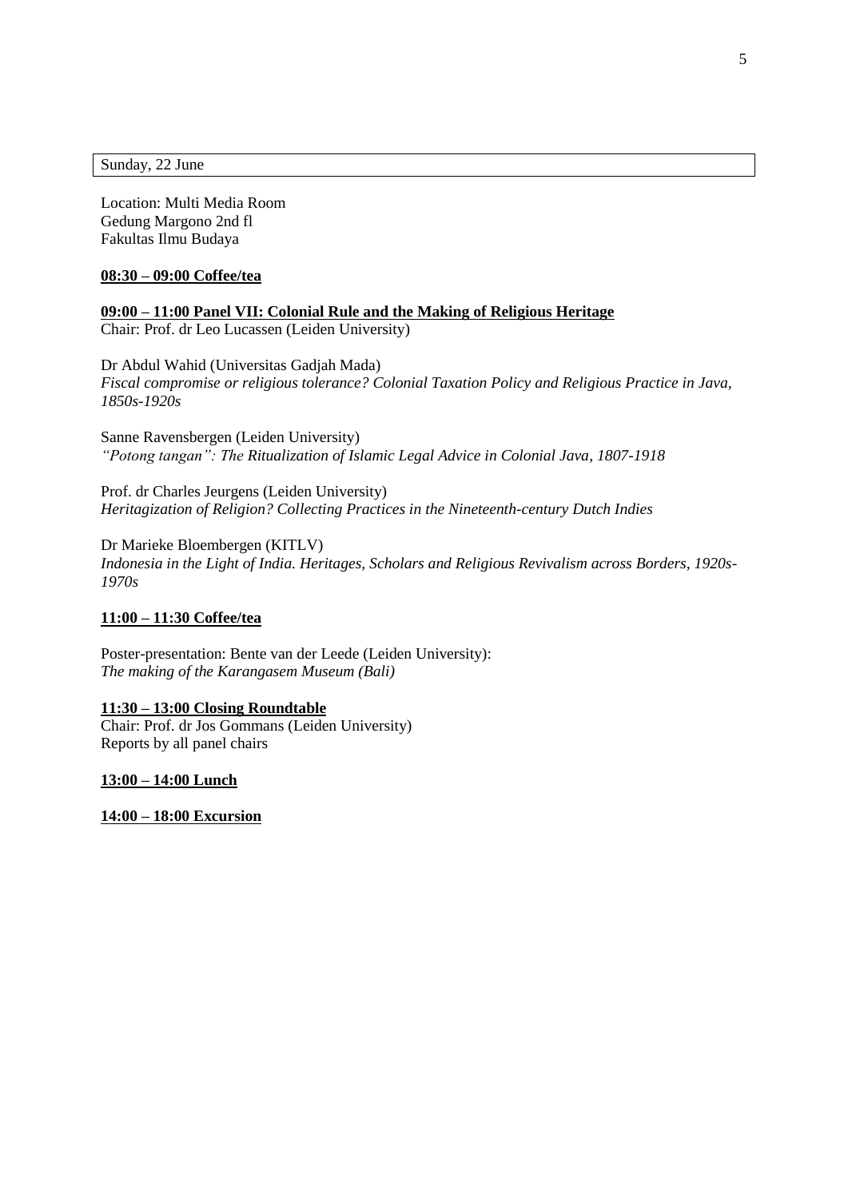Sunday, 22 June

Location: Multi Media Room
Gedung Margono 2nd fl
Fakultas Ilmu Budaya

**08:30 – 09:00 Coffee/tea**

**09:00 – 11:00 Panel VII: Colonial Rule and the Making of Religious Heritage**
Chair: Prof. dr Leo Lucassen (Leiden University)

Dr Abdul Wahid (Universitas Gadjah Mada)
*Fiscal compromise or religious tolerance? Colonial Taxation Policy and Religious Practice in Java, 1850s-1920s*

Sanne Ravensbergen (Leiden University)
*"Potong tangan": The Ritualization of Islamic Legal Advice in Colonial Java, 1807-1918*

Prof. dr Charles Jeurgens (Leiden University)
*Heritagization of Religion? Collecting Practices in the Nineteenth-century Dutch Indies*

Dr Marieke Bloembergen (KITLV)
*Indonesia in the Light of India. Heritages, Scholars and Religious Revivalism across Borders, 1920s-1970s*

**11:00 – 11:30 Coffee/tea**

Poster-presentation: Bente van der Leede (Leiden University):
*The making of the Karangasem Museum (Bali)*

**11:30 – 13:00 Closing Roundtable**
Chair: Prof. dr Jos Gommans (Leiden University)
Reports by all panel chairs

**13:00 – 14:00 Lunch**

**14:00 – 18:00 Excursion**